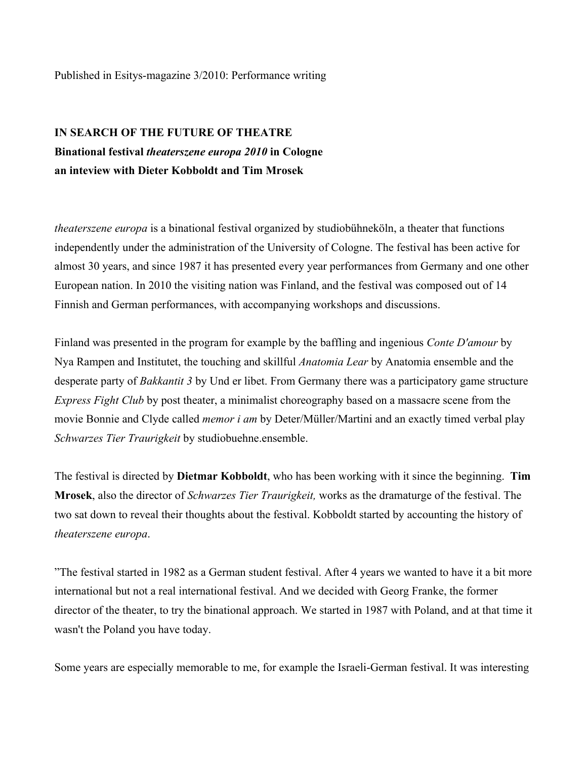Published in Esitys-magazine 3/2010: Performance writing

**IN SEARCH OF THE FUTURE OF THEATRE**
**Binational festival *theaterszene europa 2010* in Cologne**
**an inteview with Dieter Kobboldt and Tim Mrosek**

*theaterszene europa* is a binational festival organized by studiobühneköln, a theater that functions independently under the administration of the University of Cologne. The festival has been active for almost 30 years, and since 1987 it has presented every year performances from Germany and one other European nation. In 2010 the visiting nation was Finland, and the festival was composed out of 14 Finnish and German performances, with accompanying workshops and discussions.

Finland was presented in the program for example by the baffling and ingenious *Conte D'amour* by Nya Rampen and Institutet, the touching and skillful *Anatomia Lear* by Anatomia ensemble and the desperate party of *Bakkantit 3* by Und er libet. From Germany there was a participatory game structure *Express Fight Club* by post theater, a minimalist choreography based on a massacre scene from the movie Bonnie and Clyde called *memor i am* by Deter/Müller/Martini and an exactly timed verbal play *Schwarzes Tier Traurigkeit* by studiobuehne.ensemble.

The festival is directed by **Dietmar Kobboldt**, who has been working with it since the beginning. **Tim Mrosek**, also the director of *Schwarzes Tier Traurigkeit,* works as the dramaturge of the festival. The two sat down to reveal their thoughts about the festival. Kobboldt started by accounting the history of *theaterszene europa*.

”The festival started in 1982 as a German student festival. After 4 years we wanted to have it a bit more international but not a real international festival. And we decided with Georg Franke, the former director of the theater, to try the binational approach. We started in 1987 with Poland, and at that time it wasn't the Poland you have today.

Some years are especially memorable to me, for example the Israeli-German festival. It was interesting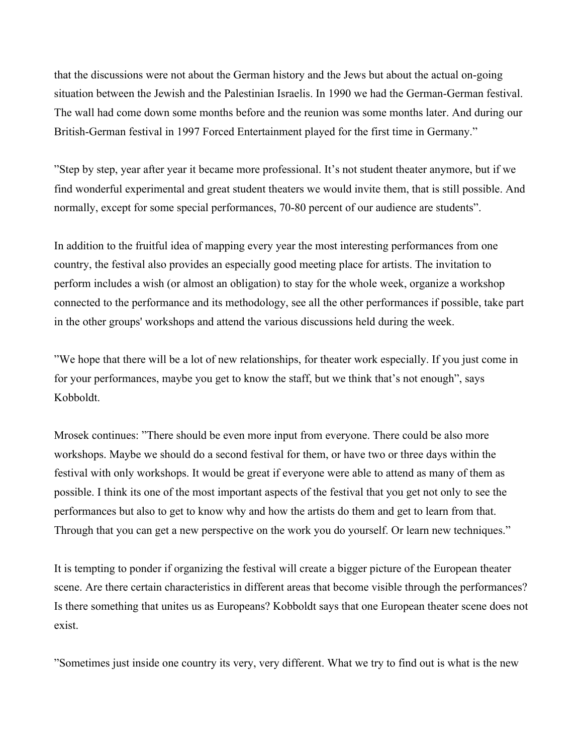that the discussions were not about the German history and the Jews but about the actual on-going situation between the Jewish and the Palestinian Israelis. In 1990 we had the German-German festival. The wall had come down some months before and the reunion was some months later. And during our British-German festival in 1997 Forced Entertainment played for the first time in Germany."

"Step by step, year after year it became more professional. It's not student theater anymore, but if we find wonderful experimental and great student theaters we would invite them, that is still possible. And normally, except for some special performances, 70-80 percent of our audience are students".

In addition to the fruitful idea of mapping every year the most interesting performances from one country, the festival also provides an especially good meeting place for artists. The invitation to perform includes a wish (or almost an obligation) to stay for the whole week, organize a workshop connected to the performance and its methodology, see all the other performances if possible, take part in the other groups' workshops and attend the various discussions held during the week.

"We hope that there will be a lot of new relationships, for theater work especially. If you just come in for your performances, maybe you get to know the staff, but we think that's not enough", says Kobboldt.

Mrosek continues: "There should be even more input from everyone. There could be also more workshops. Maybe we should do a second festival for them, or have two or three days within the festival with only workshops. It would be great if everyone were able to attend as many of them as possible. I think its one of the most important aspects of the festival that you get not only to see the performances but also to get to know why and how the artists do them and get to learn from that. Through that you can get a new perspective on the work you do yourself. Or learn new techniques."

It is tempting to ponder if organizing the festival will create a bigger picture of the European theater scene. Are there certain characteristics in different areas that become visible through the performances? Is there something that unites us as Europeans? Kobboldt says that one European theater scene does not exist.

"Sometimes just inside one country its very, very different. What we try to find out is what is the new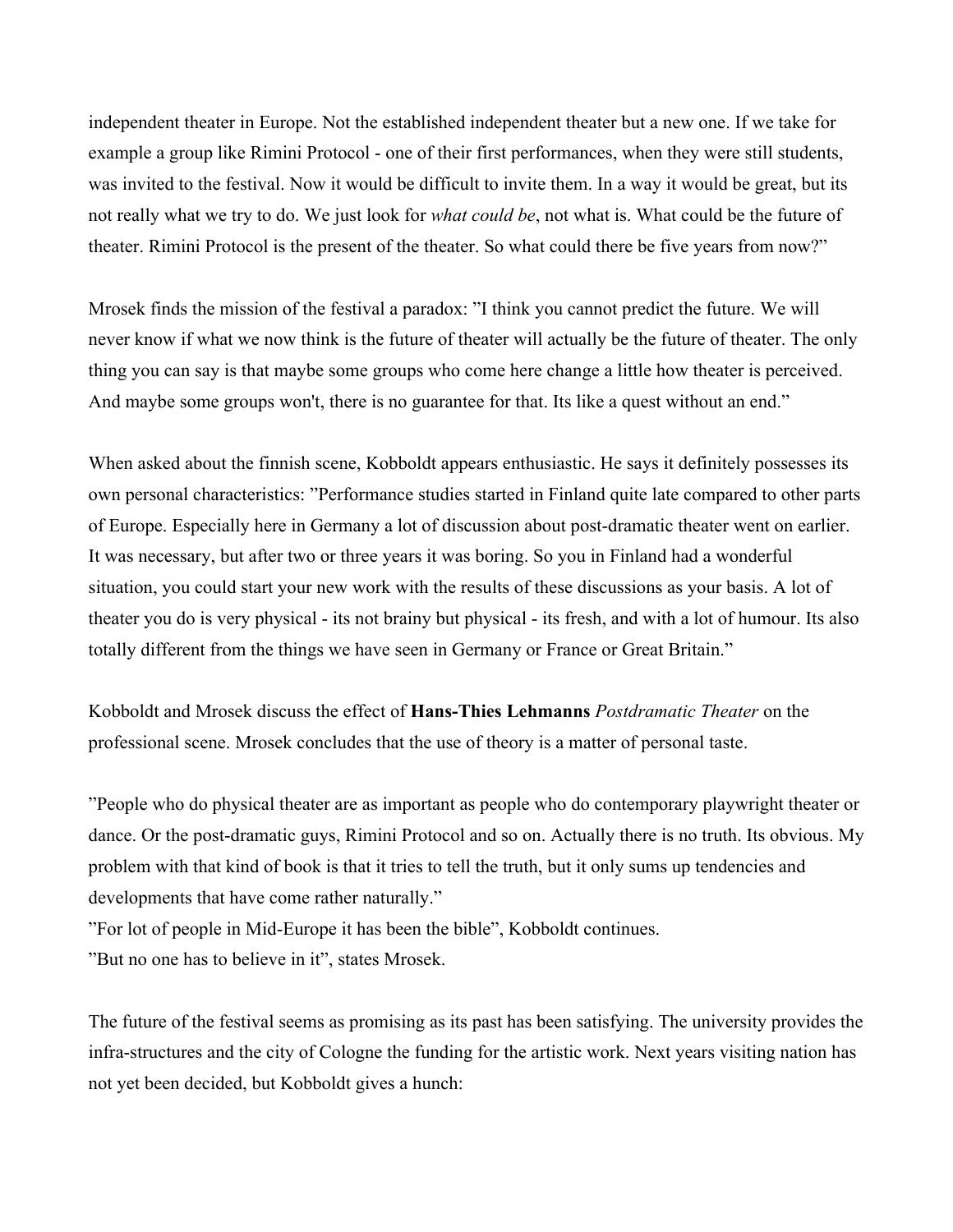independent theater in Europe. Not the established independent theater but a new one. If we take for example a group like Rimini Protocol - one of their first performances, when they were still students, was invited to the festival. Now it would be difficult to invite them. In a way it would be great, but its not really what we try to do. We just look for *what could be*, not what is. What could be the future of theater. Rimini Protocol is the present of the theater. So what could there be five years from now?"

Mrosek finds the mission of the festival a paradox: "I think you cannot predict the future. We will never know if what we now think is the future of theater will actually be the future of theater. The only thing you can say is that maybe some groups who come here change a little how theater is perceived. And maybe some groups won't, there is no guarantee for that. Its like a quest without an end."

When asked about the finnish scene, Kobboldt appears enthusiastic. He says it definitely possesses its own personal characteristics: "Performance studies started in Finland quite late compared to other parts of Europe. Especially here in Germany a lot of discussion about post-dramatic theater went on earlier. It was necessary, but after two or three years it was boring. So you in Finland had a wonderful situation, you could start your new work with the results of these discussions as your basis. A lot of theater you do is very physical - its not brainy but physical - its fresh, and with a lot of humour. Its also totally different from the things we have seen in Germany or France or Great Britain."

Kobboldt and Mrosek discuss the effect of **Hans-Thies Lehmanns** *Postdramatic Theater* on the professional scene. Mrosek concludes that the use of theory is a matter of personal taste.

"People who do physical theater are as important as people who do contemporary playwright theater or dance. Or the post-dramatic guys, Rimini Protocol and so on. Actually there is no truth. Its obvious. My problem with that kind of book is that it tries to tell the truth, but it only sums up tendencies and developments that have come rather naturally."
"For lot of people in Mid-Europe it has been the bible", Kobboldt continues.
"But no one has to believe in it", states Mrosek.

The future of the festival seems as promising as its past has been satisfying. The university provides the infra-structures and the city of Cologne the funding for the artistic work. Next years visiting nation has not yet been decided, but Kobboldt gives a hunch: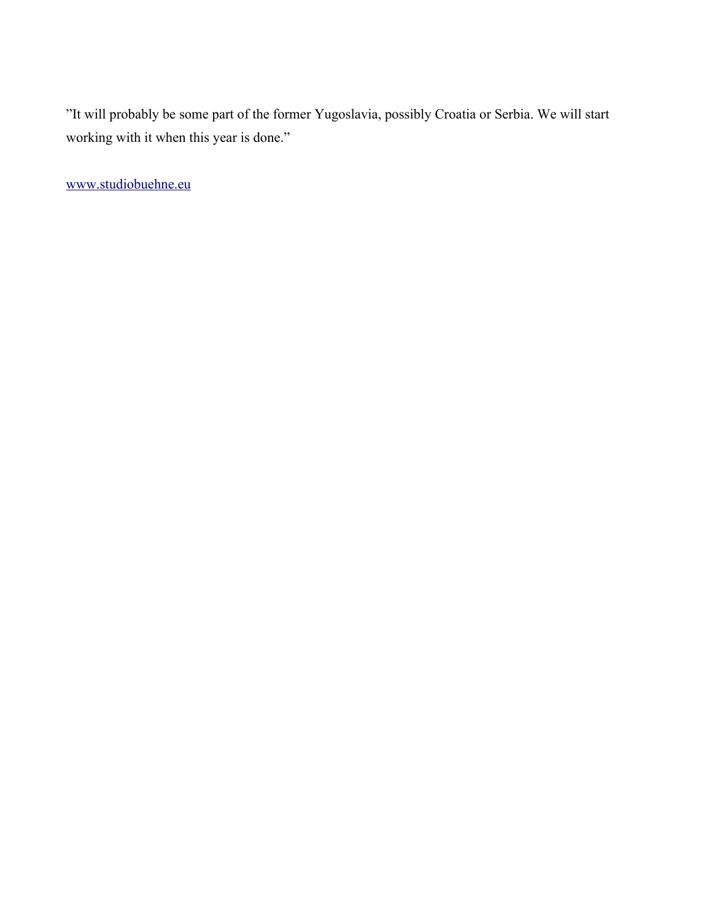”It will probably be some part of the former Yugoslavia, possibly Croatia or Serbia. We will start working with it when this year is done.”

www.studiobuehne.eu